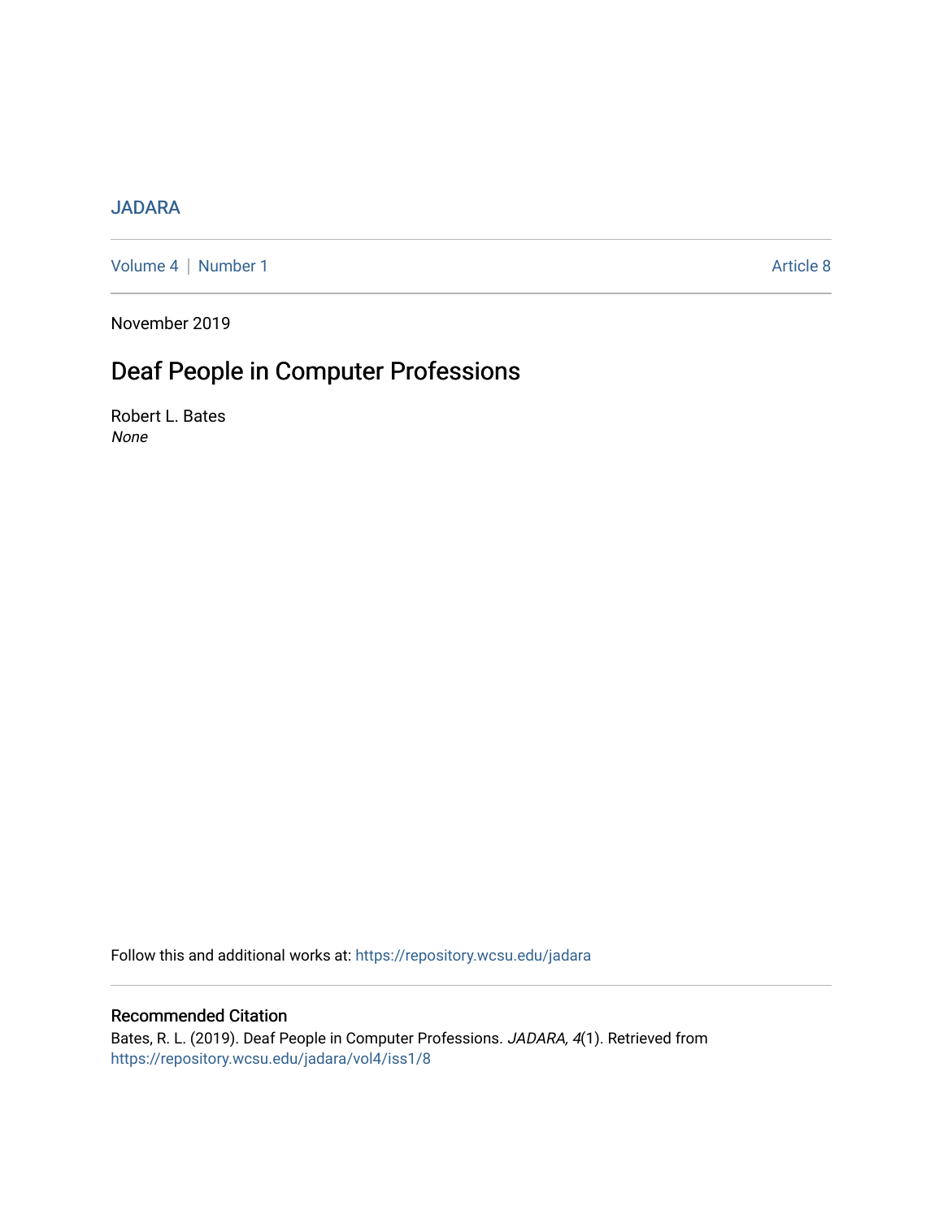JADARA

Volume 4 | Number 1 Article 8

November 2019

# Deaf People in Computer Professions

Robert L. Bates
*None*

Follow this and additional works at: https://repository.wcsu.edu/jadara

## Recommended Citation

Bates, R. L. (2019). Deaf People in Computer Professions. *JADARA, 4*(1). Retrieved from https://repository.wcsu.edu/jadara/vol4/iss1/8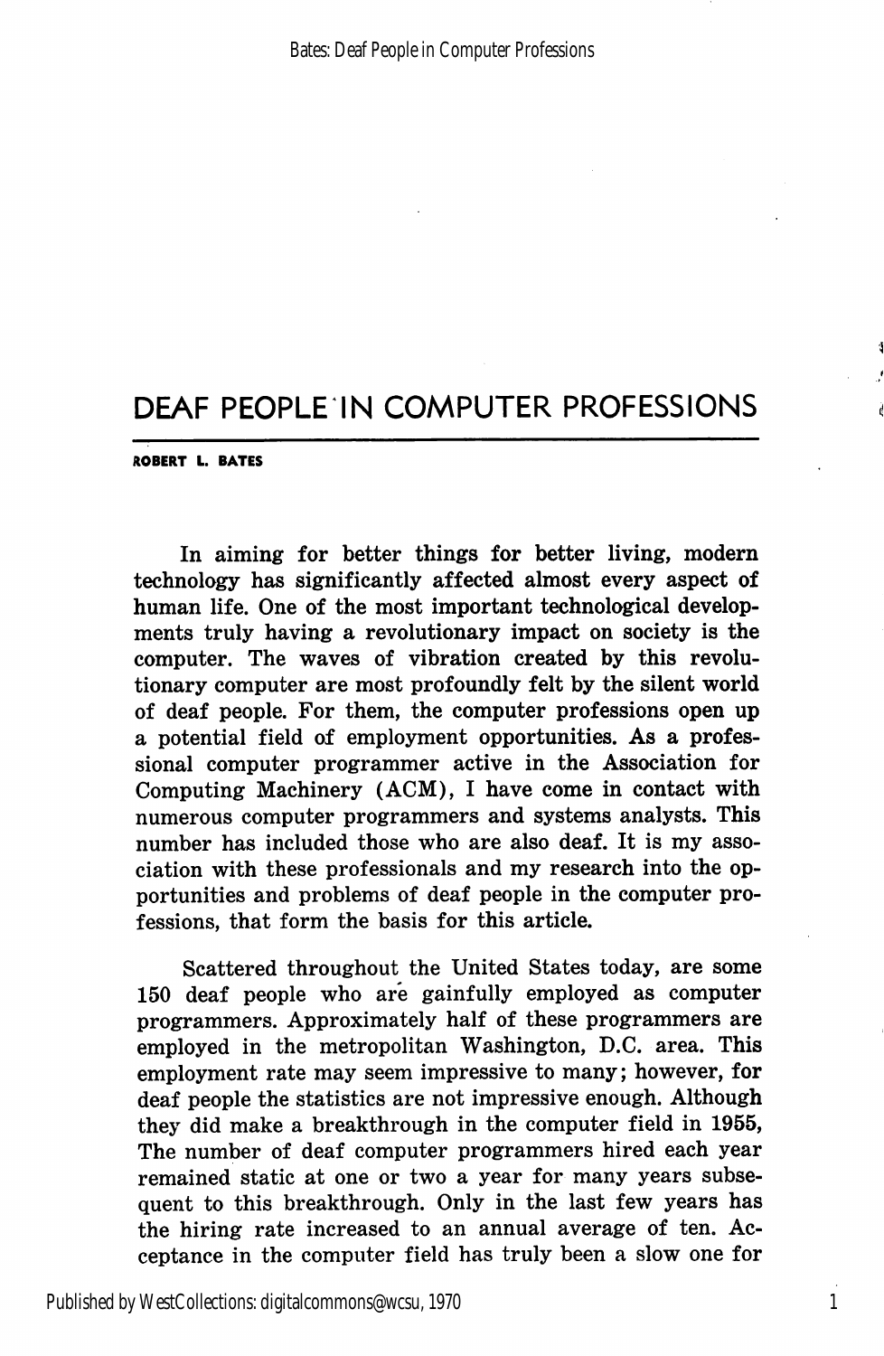# DEAF PEOPLE IN COMPUTER PROFESSIONS

**ROBERT L. BATES**

In aiming for better things for better living, modern technology has significantly affected almost every aspect of human life. One of the most important technological developments truly having a revolutionary impact on society is the computer. The waves of vibration created by this revolutionary computer are most profoundly felt by the silent world of deaf people. For them, the computer professions open up a potential field of employment opportunities. As a professional computer programmer active in the Association for Computing Machinery (ACM), I have come in contact with numerous computer programmers and systems analysts. This number has included those who are also deaf. It is my association with these professionals and my research into the opportunities and problems of deaf people in the computer professions, that form the basis for this article.

Scattered throughout the United States today, are some 150 deaf people who are gainfully employed as computer programmers. Approximately half of these programmers are employed in the metropolitan Washington, D.C. area. This employment rate may seem impressive to many; however, for deaf people the statistics are not impressive enough. Although they did make a breakthrough in the computer field in 1955, The number of deaf computer programmers hired each year remained static at one or two a year for many years subsequent to this breakthrough. Only in the last few years has the hiring rate increased to an annual average of ten. Acceptance in the computer field has truly been a slow one for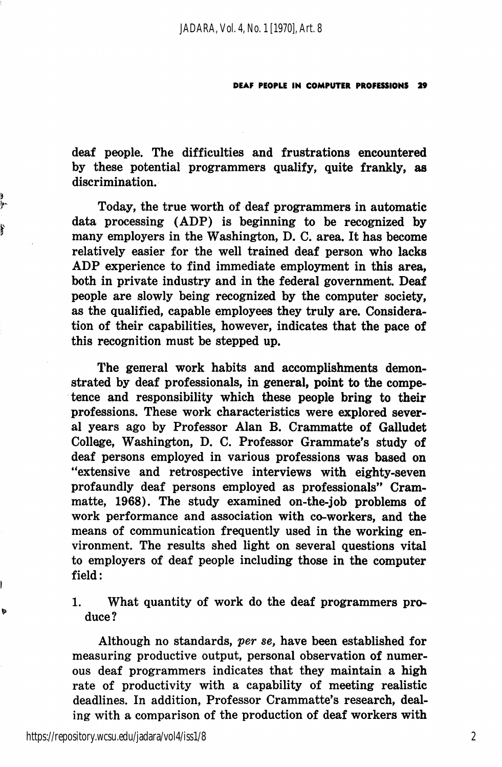deaf people. The difficulties and frustrations encountered by these potential programmers qualify, quite frankly, as discrimination.

Today, the true worth of deaf programmers in automatic data processing (ADP) is beginning to be recognized by many employers in the Washington, D. C. area. It has become relatively easier for the well trained deaf person who lacks ADP experience to find immediate employment in this area, both in private industry and in the federal government. Deaf people are slowly being recognized by the computer society, as the qualified, capable employees they truly are. Consideration of their capabilities, however, indicates that the pace of this recognition must be stepped up.

The general work habits and accomplishments demonstrated by deaf professionals, in general, point to the competence and responsibility which these people bring to their professions. These work characteristics were explored several years ago by Professor Alan B. Crammatte of Galludet College, Washington, D. C. Professor Grammate's study of deaf persons employed in various professions was based on "extensive and retrospective interviews with eighty-seven profaundly deaf persons employed as professionals" Crammatte, 1968). The study examined on-the-job problems of work performance and association with co-workers, and the means of communication frequently used in the working environment. The results shed light on several questions vital to employers of deaf people including those in the computer field:

1. What quantity of work do the deaf programmers produce?

Although no standards, *per se*, have been established for measuring productive output, personal observation of numerous deaf programmers indicates that they maintain a high rate of productivity with a capability of meeting realistic deadlines. In addition, Professor Crammatte's research, dealing with a comparison of the production of deaf workers with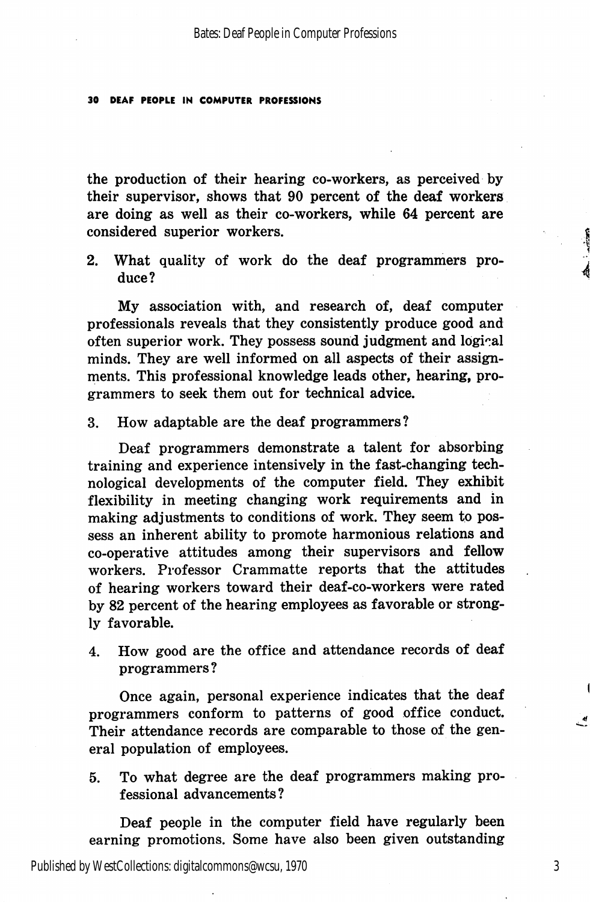the production of their hearing co-workers, as perceived by their supervisor, shows that 90 percent of the deaf workers are doing as well as their co-workers, while 64 percent are considered superior workers.

2. What quality of work do the deaf programmers produce?

My association with, and research of, deaf computer professionals reveals that they consistently produce good and often superior work. They possess sound judgment and logical minds. They are well informed on all aspects of their assignments. This professional knowledge leads other, hearing, programmers to seek them out for technical advice.

3. How adaptable are the deaf programmers?

Deaf programmers demonstrate a talent for absorbing training and experience intensively in the fast-changing technological developments of the computer field. They exhibit flexibility in meeting changing work requirements and in making adjustments to conditions of work. They seem to possess an inherent ability to promote harmonious relations and co-operative attitudes among their supervisors and fellow workers. Professor Crammatte reports that the attitudes of hearing workers toward their deaf-co-workers were rated by 82 percent of the hearing employees as favorable or strongly favorable.

4. How good are the office and attendance records of deaf programmers?

Once again, personal experience indicates that the deaf programmers conform to patterns of good office conduct. Their attendance records are comparable to those of the general population of employees.

5. To what degree are the deaf programmers making professional advancements?

Deaf people in the computer field have regularly been earning promotions. Some have also been given outstanding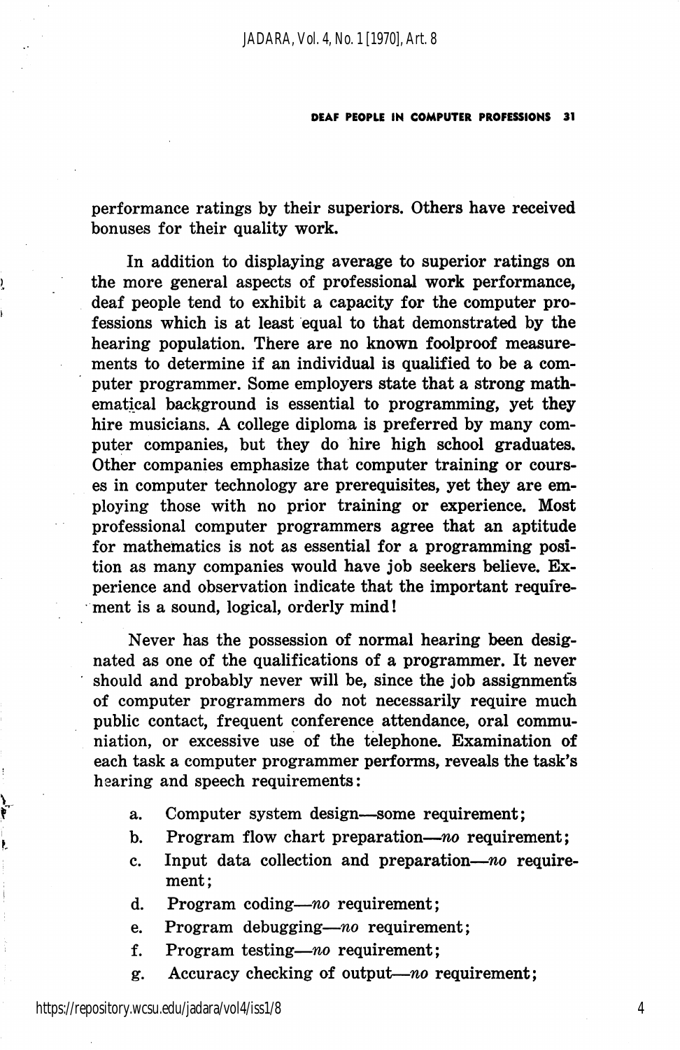performance ratings by their superiors. Others have received bonuses for their quality work.

In addition to displaying average to superior ratings on the more general aspects of professional work performance, deaf people tend to exhibit a capacity for the computer professions which is at least equal to that demonstrated by the hearing population. There are no known foolproof measurements to determine if an individual is qualified to be a computer programmer. Some employers state that a strong mathematical background is essential to programming, yet they hire musicians. A college diploma is preferred by many computer companies, but they do hire high school graduates. Other companies emphasize that computer training or courses in computer technology are prerequisites, yet they are employing those with no prior training or experience. Most professional computer programmers agree that an aptitude for mathematics is not as essential for a programming position as many companies would have job seekers believe. Experience and observation indicate that the important requirement is a sound, logical, orderly mind!

Never has the possession of normal hearing been designated as one of the qualifications of a programmer. It never should and probably never will be, since the job assignments of computer programmers do not necessarily require much public contact, frequent conference attendance, oral communiation, or excessive use of the telephone. Examination of each task a computer programmer performs, reveals the task's hearing and speech requirements:

a. Computer system design—some requirement;
b. Program flow chart preparation—*no* requirement;
c. Input data collection and preparation—*no* requirement;
d. Program coding—*no* requirement;
e. Program debugging—*no* requirement;
f. Program testing—*no* requirement;
g. Accuracy checking of output—*no* requirement;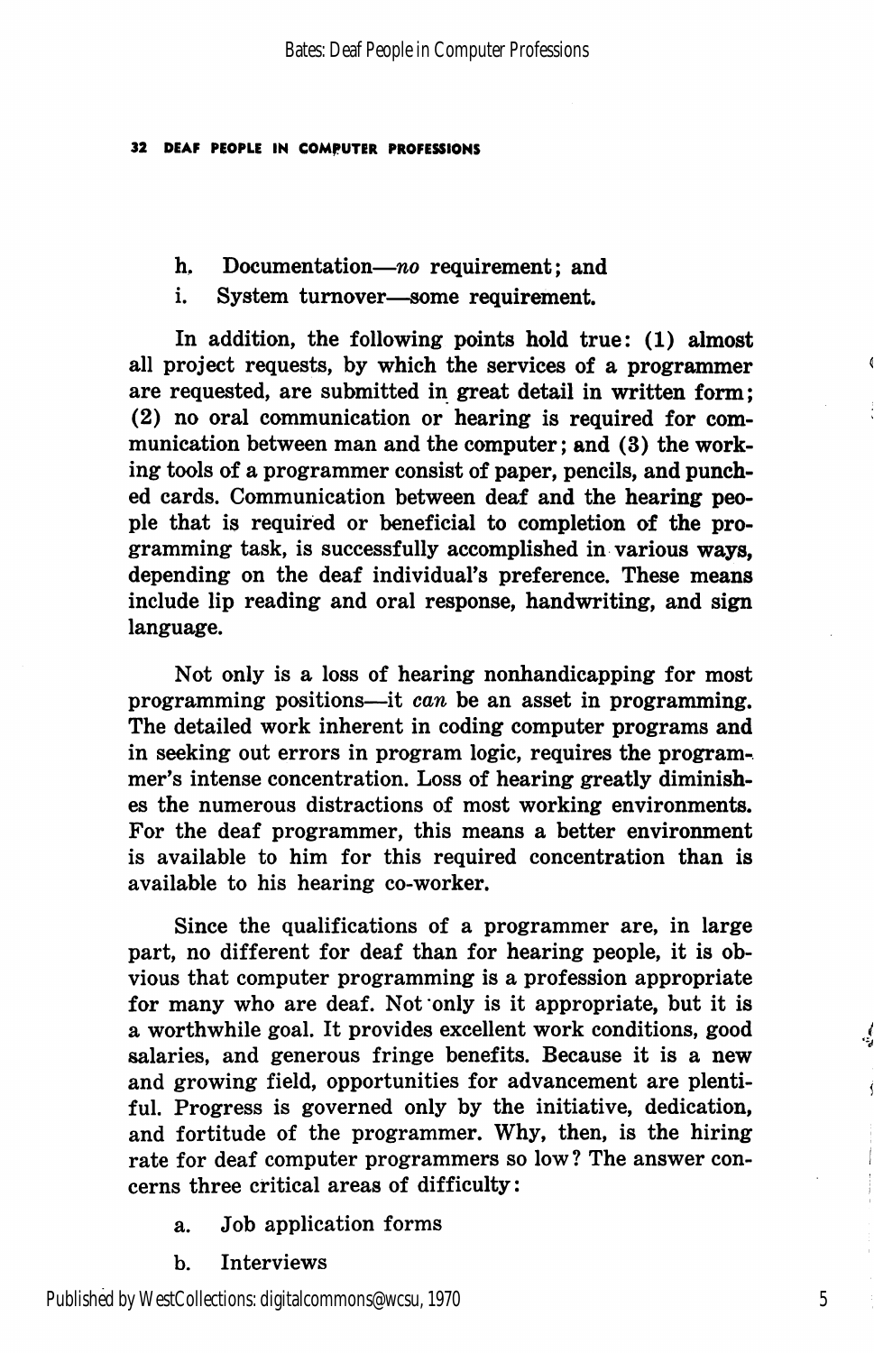h. Documentation—*no* requirement; and

i. System turnover—some requirement.

In addition, the following points hold true: (1) almost all project requests, by which the services of a programmer are requested, are submitted in great detail in written form; (2) no oral communication or hearing is required for communication between man and the computer; and (3) the working tools of a programmer consist of paper, pencils, and punched cards. Communication between deaf and the hearing people that is required or beneficial to completion of the programming task, is successfully accomplished in various ways, depending on the deaf individual's preference. These means include lip reading and oral response, handwriting, and sign language.

Not only is a loss of hearing nonhandicapping for most programming positions—it *can* be an asset in programming. The detailed work inherent in coding computer programs and in seeking out errors in program logic, requires the programmer's intense concentration. Loss of hearing greatly diminishes the numerous distractions of most working environments. For the deaf programmer, this means a better environment is available to him for this required concentration than is available to his hearing co-worker.

Since the qualifications of a programmer are, in large part, no different for deaf than for hearing people, it is obvious that computer programming is a profession appropriate for many who are deaf. Not only is it appropriate, but it is a worthwhile goal. It provides excellent work conditions, good salaries, and generous fringe benefits. Because it is a new and growing field, opportunities for advancement are plentiful. Progress is governed only by the initiative, dedication, and fortitude of the programmer. Why, then, is the hiring rate for deaf computer programmers so low? The answer concerns three critical areas of difficulty:

a. Job application forms

b. Interviews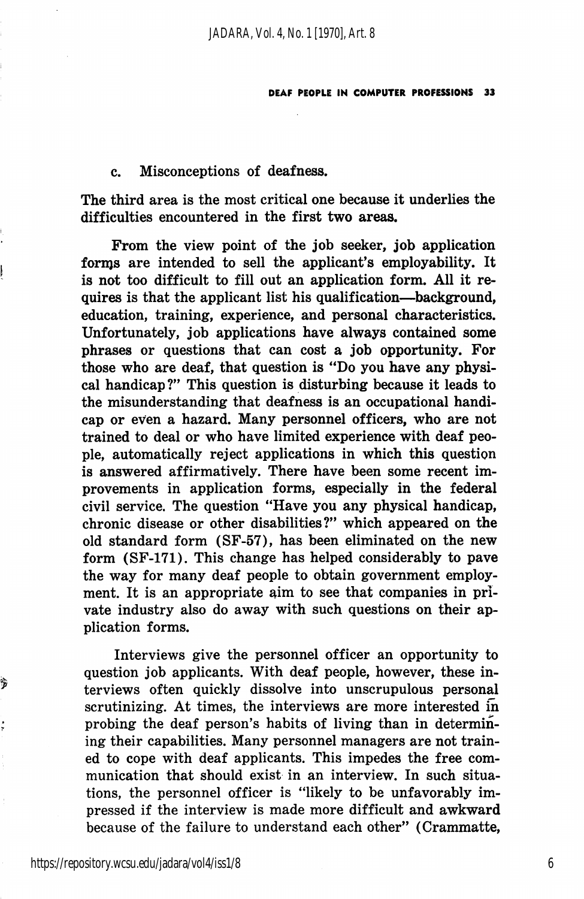c. Misconceptions of deafness.

The third area is the most critical one because it underlies the difficulties encountered in the first two areas.

From the view point of the job seeker, job application forms are intended to sell the applicant's employability. It is not too difficult to fill out an application form. All it requires is that the applicant list his qualification—background, education, training, experience, and personal characteristics. Unfortunately, job applications have always contained some phrases or questions that can cost a job opportunity. For those who are deaf, that question is "Do you have any physical handicap?" This question is disturbing because it leads to the misunderstanding that deafness is an occupational handicap or even a hazard. Many personnel officers, who are not trained to deal or who have limited experience with deaf people, automatically reject applications in which this question is answered affirmatively. There have been some recent improvements in application forms, especially in the federal civil service. The question "Have you any physical handicap, chronic disease or other disabilities?" which appeared on the old standard form (SF-57), has been eliminated on the new form (SF-171). This change has helped considerably to pave the way for many deaf people to obtain government employment. It is an appropriate aim to see that companies in private industry also do away with such questions on their application forms.

Interviews give the personnel officer an opportunity to question job applicants. With deaf people, however, these interviews often quickly dissolve into unscrupulous personal scrutinizing. At times, the interviews are more interested in probing the deaf person's habits of living than in determining their capabilities. Many personnel managers are not trained to cope with deaf applicants. This impedes the free communication that should exist in an interview. In such situations, the personnel officer is "likely to be unfavorably impressed if the interview is made more difficult and awkward because of the failure to understand each other" (Crammatte,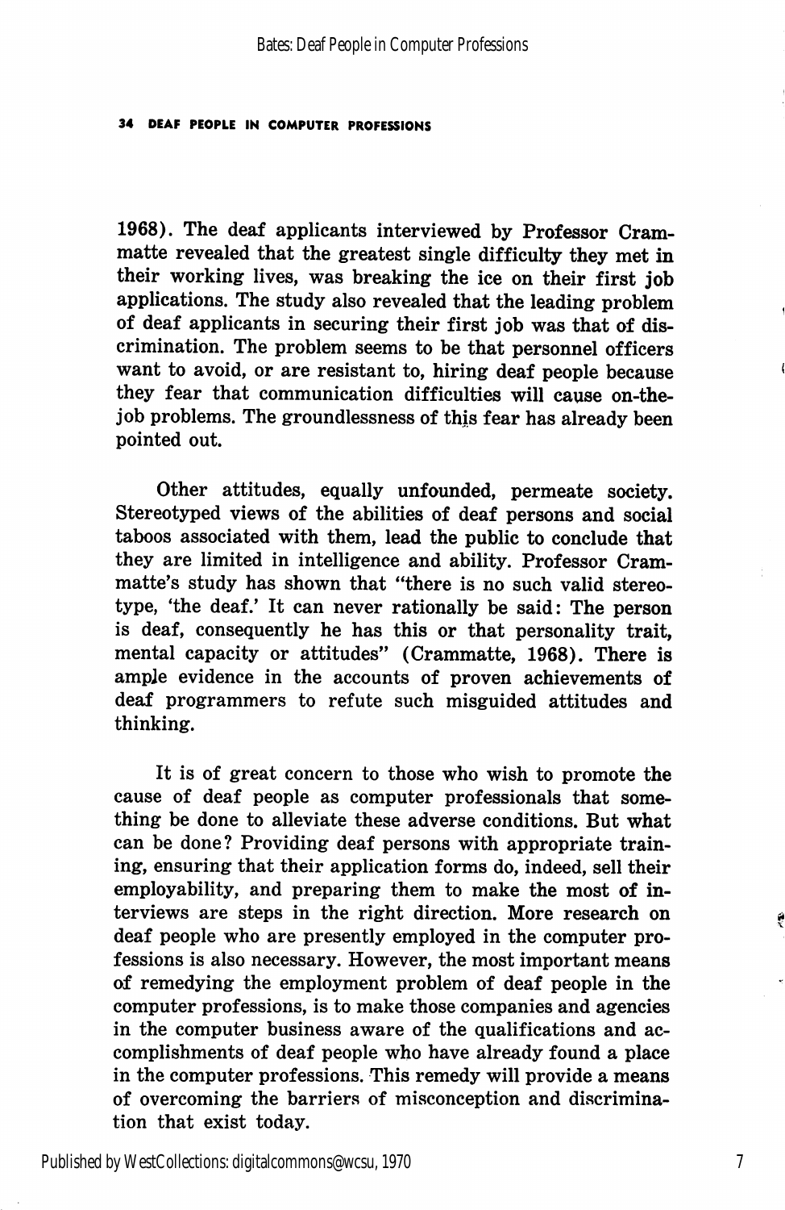1968). The deaf applicants interviewed by Professor Crammatte revealed that the greatest single difficulty they met in their working lives, was breaking the ice on their first job applications. The study also revealed that the leading problem of deaf applicants in securing their first job was that of discrimination. The problem seems to be that personnel officers want to avoid, or are resistant to, hiring deaf people because they fear that communication difficulties will cause on-the-job problems. The groundlessness of this fear has already been pointed out.

Other attitudes, equally unfounded, permeate society. Stereotyped views of the abilities of deaf persons and social taboos associated with them, lead the public to conclude that they are limited in intelligence and ability. Professor Crammatte's study has shown that "there is no such valid stereotype, 'the deaf.' It can never rationally be said: The person is deaf, consequently he has this or that personality trait, mental capacity or attitudes" (Crammatte, 1968). There is ample evidence in the accounts of proven achievements of deaf programmers to refute such misguided attitudes and thinking.

It is of great concern to those who wish to promote the cause of deaf people as computer professionals that something be done to alleviate these adverse conditions. But what can be done? Providing deaf persons with appropriate training, ensuring that their application forms do, indeed, sell their employability, and preparing them to make the most of interviews are steps in the right direction. More research on deaf people who are presently employed in the computer professions is also necessary. However, the most important means of remedying the employment problem of deaf people in the computer professions, is to make those companies and agencies in the computer business aware of the qualifications and accomplishments of deaf people who have already found a place in the computer professions. This remedy will provide a means of overcoming the barriers of misconception and discrimination that exist today.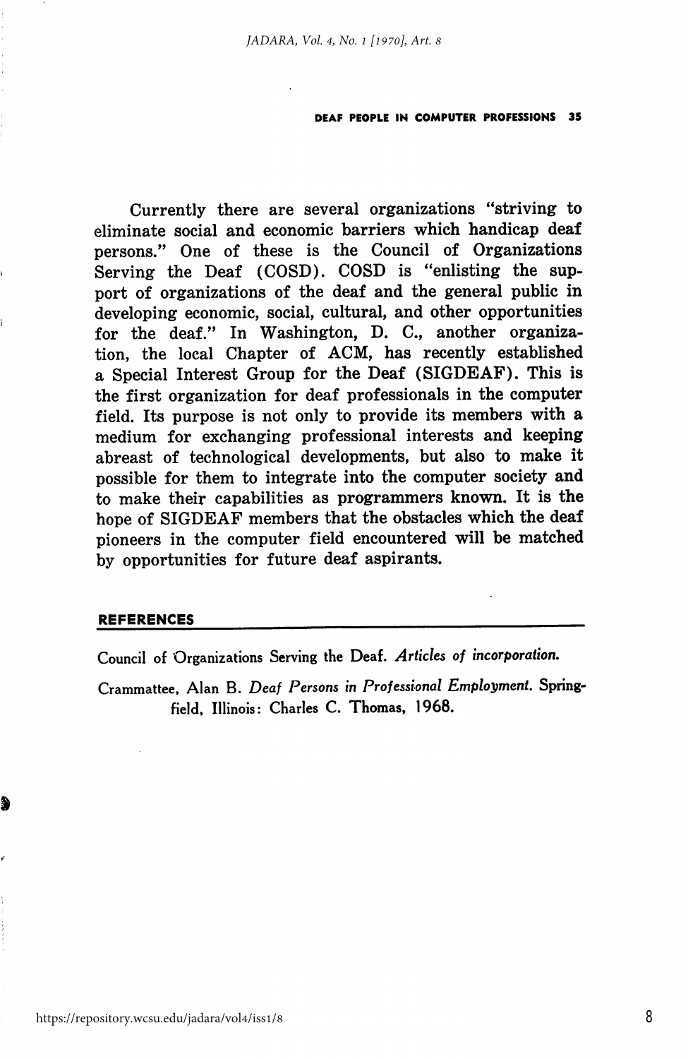Currently there are several organizations "striving to eliminate social and economic barriers which handicap deaf persons." One of these is the Council of Organizations Serving the Deaf (COSD). COSD is "enlisting the support of organizations of the deaf and the general public in developing economic, social, cultural, and other opportunities for the deaf." In Washington, D. C., another organization, the local Chapter of ACM, has recently established a Special Interest Group for the Deaf (SIGDEAF). This is the first organization for deaf professionals in the computer field. Its purpose is not only to provide its members with a medium for exchanging professional interests and keeping abreast of technological developments, but also to make it possible for them to integrate into the computer society and to make their capabilities as programmers known. It is the hope of SIGDEAF members that the obstacles which the deaf pioneers in the computer field encountered will be matched by opportunities for future deaf aspirants.

## REFERENCES

Council of Organizations Serving the Deaf. *Articles of incorporation.*

Crammattee, Alan B. *Deaf Persons in Professional Employment.* Springfield, Illinois: Charles C. Thomas, 1968.